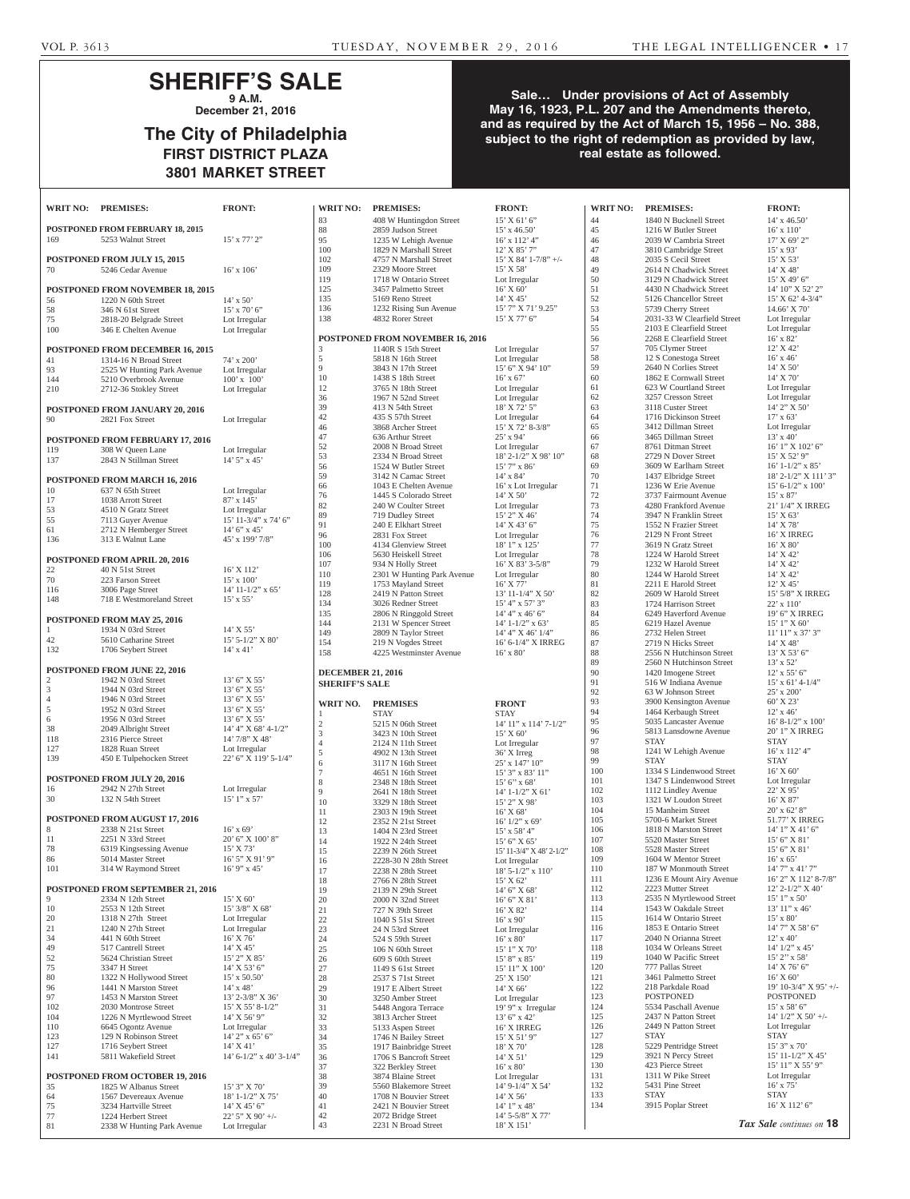# SHERIFF'S SALE

**9 A.M.**

**December 21, 2016**

## The City of Philadelphia

**FIRST DISTRICT PLAZA**

**3801 MARKET STREET**

**Sale... Under provisions of Act of Assembly May 16, 1923, P.L. 207 and the Amendments thereto, and as required by the Act of March 15, 1956 – No. 388, subject to the right of redemption as provided by law, real estate as followed.**

| WRIT NO: | PREMISES: | FRONT: |
|---|---|---|
| **POSTPONED FROM FEBRUARY 18, 2015** | | |
| 169 | 5253 Walnut Street | 15' x 77' 2" |
| **POSTPONED FROM JULY 15, 2015** | | |
| 70 | 5246 Cedar Avenue | 16' x 106' |
| **POSTPONED FROM NOVEMBER 18, 2015** | | |
| 56 | 1220 N 60th Street | 14' x 50' |
| 58 | 346 N 61st Street | 15' x 70' 6" |
| 75 | 2818-20 Belgrade Street | Lot Irregular |
| 100 | 346 E Chelten Avenue | Lot Irregular |
| **POSTPONED FROM DECEMBER 16, 2015** | | |
| 41 | 1314-16 N Broad Street | 74' x 200' |
| 93 | 2525 W Hunting Park Avenue | Lot Irregular |
| 144 | 5210 Overbrook Avenue | 100' x 100' |
| 210 | 2712-36 Stokley Street | Lot Irregular |
| **POSTPONED FROM JANUARY 20, 2016** | | |
| 90 | 2821 Fox Street | Lot Irregular |
| **POSTPONED FROM FEBRUARY 17, 2016** | | |
| 119 | 308 W Queen Lane | Lot Irregular |
| 137 | 2843 N Stillman Street | 14' 5" x 45' |
| **POSTPONED FROM MARCH 16, 2016** | | |
| 10 | 637 N 65th Street | Lot Irregular |
| 17 | 1038 Arrott Street | 87' x 145' |
| 53 | 4510 N Gratz Street | Lot Irregular |
| 55 | 7113 Guyer Avenue | 15' 11-3/4" x 74' 6" |
| 61 | 2712 N Hemberger Street | 14' 6" x 45' |
| 136 | 313 E Walnut Lane | 45' x 199' 7/8" |
| **POSTPONED FROM APRIL 20, 2016** | | |
| 22 | 40 N 51st Street | 16' X 112' |
| 70 | 223 Farson Street | 15' x 100' |
| 116 | 3006 Page Street | 14' 11-1/2" x 65' |
| 148 | 718 E Westmoreland Street | 15' x 55' |
| **POSTPONED FROM MAY 25, 2016** | | |
| 1 | 1934 N 03rd Street | 14' X 55' |
| 42 | 5610 Catharine Street | 15' 5-1/2" X 80' |
| 132 | 1706 Seybert Street | 14' x 41' |
| **POSTPONED FROM JUNE 22, 2016** | | |
| 2 | 1942 N 03rd Street | 13' 6" X 55' |
| 3 | 1944 N 03rd Street | 13' 6" X 55' |
| 4 | 1946 N 03rd Street | 13' 6" X 55' |
| 5 | 1952 N 03rd Street | 13' 6" X 55' |
| 6 | 1956 N 03rd Street | 13' 6" X 55' |
| 38 | 2049 Albright Street | 14' 4" X 68' 4-1/2" |
| 118 | 2316 Pierce Street | 14' 7/8" X 48' |
| 127 | 1828 Ruan Street | Lot Irregular |
| 139 | 450 E Tulpehocken Street | 22' 6" X 119' 5-1/4" |
| **POSTPONED FROM JULY 20, 2016** | | |
| 16 | 2942 N 27th Street | Lot Irregular |
| 30 | 132 N 54th Street | 15' 1" x 57' |
| **POSTPONED FROM AUGUST 17, 2016** | | |
| 8 | 2338 N 21st Street | 16' x 69' |
| 11 | 2251 N 33rd Street | 20' 6" X 100' 8" |
| 78 | 6319 Kingsessing Avenue | 15' X 73' |
| 86 | 5014 Master Street | 16' 5" X 91' 9" |
| 101 | 314 W Raymond Street | 16' 9" x 45' |
| **POSTPONED FROM SEPTEMBER 21, 2016** | | |
| 9 | 2334 N 12th Street | 15' X 60' |
| 10 | 2553 N 12th Street | 15' 3/8" X 68' |
| 20 | 1318 N 27th Street | Lot Irregular |
| 21 | 1240 N 27th Street | Lot Irregular |
| 34 | 441 N 60th Street | 16' X 76' |
| 49 | 517 Cantrell Street | 14' X 45' |
| 52 | 5624 Christian Street | 15' 2" X 85' |
| 75 | 3347 H Street | 14' X 53' 6" |
| 80 | 1322 N Hollywood Street | 15' x 50.50' |
| 96 | 1441 N Marston Street | 14' x 48' |
| 97 | 1453 N Marston Street | 13' 2-3/8" X 36' |
| 102 | 2030 Montrose Street | 15' X 55' 8-1/2" |
| 104 | 1226 N Myrtlewood Street | 14' X 56' 9" |
| 110 | 6645 Ogontz Avenue | Lot Irregular |
| 123 | 129 N Robinson Street | 14' 2" x 65' 6" |
| 127 | 1716 Seybert Street | 14' X 41' |
| 141 | 5811 Wakefield Street | 14' 6-1/2" x 40' 3-1/4" |
| **POSTPONED FROM OCTOBER 19, 2016** | | |
| 35 | 1825 W Albanus Street | 15' 3" X 70' |
| 64 | 1567 Devereaux Avenue | 18' 1-1/2" X 75' |
| 75 | 3234 Hartville Street | 14' X 45' 6" |
| 77 | 1224 Herbert Street | 22' 5" X 90' +/- |
| 81 | 2338 W Hunting Park Avenue | Lot Irregular |
| 83 | 408 W Huntingdon Street | 15' X 61' 6" |
| 88 | 2859 Judson Street | 15' x 46.50' |
| 95 | 1235 W Lehigh Avenue | 16' x 112' 4" |
| 100 | 1829 N Marshall Street | 12' X 85' 7" |
| 102 | 4757 N Marshall Street | 15' X 84' 1-7/8" +/- |
| 109 | 2329 Moore Street | 15' X 58' |
| 119 | 1718 W Ontario Street | Lot Irregular |
| 125 | 3457 Palmetto Street | 16' X 60' |
| 135 | 5169 Reno Street | 14' X 45' |
| 136 | 1232 Rising Sun Avenue | 15' 7" X 71' 9.25" |
| 138 | 4832 Rorer Street | 15' X 77' 6" |
| **POSTPONED FROM NOVEMBER 16, 2016** | | |
| 3 | 1140R S 15th Street | Lot Irregular |
| 5 | 5818 N 16th Street | Lot Irregular |
| 9 | 3843 N 17th Street | 15' 6" X 94' 10" |
| 10 | 1438 S 18th Street | 16' x 67' |
| 12 | 3765 N 18th Street | Lot Irregular |
| 36 | 1967 N 52nd Street | Lot Irregular |
| 39 | 413 N 54th Street | 18' X 72' 5" |
| 42 | 435 S 57th Street | Lot Irregular |
| 46 | 3868 Archer Street | 15' X 72' 8-3/8" |
| 47 | 636 Arthur Street | 25' x 94' |
| 52 | 2008 N Broad Street | Lot Irregular |
| 53 | 2334 N Broad Street | 18' 2-1/2" X 98' 10" |
| 56 | 1524 W Butler Street | 15' 7" x 86' |
| 59 | 3142 N Camac Street | 14' x 84' |
| 66 | 1043 E Chelten Avenue | 16' x Lot Irregular |
| 76 | 1445 S Colorado Street | 14' X 50' |
| 82 | 240 W Coulter Street | Lot Irregular |
| 89 | 719 Dudley Street | 15' 2" X 46' |
| 91 | 240 E Elkhart Street | 14' X 43' 6" |
| 96 | 2831 Fox Street | Lot Irregular |
| 100 | 4134 Glenview Street | 18' 1" x 125' |
| 106 | 5630 Heiskell Street | Lot Irregular |
| 107 | 934 N Holly Street | 16' X 83' 3-5/8" |
| 110 | 2301 W Hunting Park Avenue | Lot Irregular |
| 119 | 1753 Mayland Street | 16' X 77' |
| 128 | 2419 N Patton Street | 13' 11-1/4" X 50' |
| 134 | 3026 Redner Street | 15' 4" x 57' 3" |
| 135 | 2806 N Ringgold Street | 14' 4" x 46' 6" |
| 144 | 2131 W Spencer Street | 14' 1-1/2" x 63' |
| 149 | 2809 N Taylor Street | 14' 4" X 46' 1/4" |
| 154 | 219 N Vogdes Street | 16' 6-1/4" X IRREG |
| 158 | 4225 Westminster Avenue | 16' x 80' |

**DECEMBER 21, 2016**

**SHERIFF'S SALE**

| WRIT NO. | PREMISES | FRONT |
|---|---|---|
| 1 | STAY | STAY |
| 2 | 5215 N 06th Street | 14' 11" x 114' 7-1/2" |
| 3 | 3423 N 10th Street | 15' X 60' |
| 4 | 2124 N 11th Street | Lot Irregular |
| 5 | 4902 N 13th Street | 36' X Irreg |
| 6 | 3117 N 16th Street | 25' x 147' 10" |
| 7 | 4651 N 16th Street | 15' 3" x 83' 11" |
| 8 | 2348 N 18th Street | 15' 6" x 68' |
| 9 | 2641 N 18th Street | 14' 1-1/2" X 61' |
| 10 | 3329 N 18th Street | 15' 2" X 98' |
| 11 | 2303 N 19th Street | 16' X 68' |
| 12 | 2352 N 21st Street | 16' 1/2" x 69' |
| 13 | 1404 N 23rd Street | 15' x 58' 4" |
| 14 | 1922 N 24th Street | 15' 6" X 65' |
| 15 | 2239 N 26th Street | 15' 11-3/4" X 48' 2-1/2" |
| 16 | 2228-30 N 28th Street | Lot Irregular |
| 17 | 2238 N 28th Street | 18' 5-1/2" x 110' |
| 18 | 2766 N 28th Street | 15' X 62' |
| 19 | 2139 N 29th Street | 14' 6" X 68' |
| 20 | 2000 N 32nd Street | 16' 6" X 81' |
| 21 | 727 N 39th Street | 16' X 82' |
| 22 | 1040 S 51st Street | 16' x 90' |
| 23 | 24 N 53rd Street | Lot Irregular |
| 24 | 524 S 59th Street | 16' x 80' |
| 25 | 106 N 60th Street | 15' 1" X 70' |
| 26 | 609 S 60th Street | 15' 8" x 85' |
| 27 | 1149 S 61st Street | 15' 11" X 100' |
| 28 | 2537 S 71st Street | 25' X 150' |
| 29 | 1917 E Albert Street | 14' X 66' |
| 30 | 3250 Amber Street | Lot Irregular |
| 31 | 5448 Angora Terrace | 19' 9" x Irregular |
| 32 | 3813 Archer Street | 13' 6" x 42' |
| 33 | 5133 Aspen Street | 16' X IRREG |
| 34 | 1746 N Bailey Street | 15' X 51' 9" |
| 35 | 1917 Bainbridge Street | 18' X 70' |
| 36 | 1706 S Bancroft Street | 14' X 51' |
| 37 | 322 Berkley Street | 16' x 80' |
| 38 | 3874 Blaine Street | Lot Irregular |
| 39 | 5560 Blakemore Street | 14' 9-1/4" X 54' |
| 40 | 1708 N Bouvier Street | 14' X 56' |
| 41 | 2421 N Bouvier Street | 14' 1" x 48' |
| 42 | 2072 Bridge Street | 14' 5-5/8" X 77' |
| 43 | 2231 N Broad Street | 18' X 151' |
| 44 | 1840 N Bucknell Street | 14' x 46.50' |
| 45 | 1216 W Butler Street | 16' x 110' |
| 46 | 2039 W Cambria Street | 17' X 69' 2" |
| 47 | 3810 Cambridge Street | 15' x 93' |
| 48 | 2035 S Cecil Street | 15' X 53' |
| 49 | 2614 N Chadwick Street | 14' X 48' |
| 50 | 3129 N Chadwick Street | 15' X 49' 6" |
| 51 | 4430 N Chadwick Street | 14' 10" X 52' 2" |
| 52 | 5126 Chancellor Street | 15' X 62' 4-3/4" |
| 53 | 5739 Cherry Street | 14.66' X 70' |
| 54 | 2031-33 W Clearfield Street | Lot Irregular |
| 55 | 2103 E Clearfield Street | Lot Irregular |
| 56 | 2268 E Clearfield Street | 16' x 82' |
| 57 | 705 Clymer Street | 12' X 42' |
| 58 | 12 S Conestoga Street | 16' x 46' |
| 59 | 2640 N Corlies Street | 14' X 50' |
| 60 | 1862 E Cornwall Street | 14' X 70' |
| 61 | 623 W Courtland Street | Lot Irregular |
| 62 | 3257 Cresson Street | Lot Irregular |
| 63 | 3118 Custer Street | 14' 2" X 50' |
| 64 | 1716 Dickinson Street | 17' x 63' |
| 65 | 3412 Dillman Street | Lot Irregular |
| 66 | 3465 Dillman Street | 13' x 40' |
| 67 | 8761 Ditman Street | 16' 1" X 102' 6" |
| 68 | 2729 N Dover Street | 15' X 52' 9" |
| 69 | 3609 W Earlham Street | 16' 1-1/2" x 85' |
| 70 | 1437 Elbridge Street | 18' 2-1/2" X 111' 3" |
| 71 | 1236 W Erie Avenue | 15' 6-1/2" x 100' |
| 72 | 3737 Fairmount Avenue | 15' x 87' |
| 73 | 4280 Frankford Avenue | 21' 1/4" X IRREG |
| 74 | 3947 N Franklin Street | 15' X 63' |
| 75 | 1552 N Frazier Street | 14' X 78' |
| 76 | 2129 N Front Street | 16' X IRREG |
| 77 | 3619 N Gratz Street | 16' X 80' |
| 78 | 1224 W Harold Street | 14' X 42' |
| 79 | 1232 W Harold Street | 14' X 42' |
| 80 | 1244 W Harold Street | 14' X 42' |
| 81 | 2211 E Harold Street | 12' X 45' |
| 82 | 2609 W Harold Street | 15' 5/8" X IRREG |
| 83 | 1724 Harrison Street | 22' x 110' |
| 84 | 6249 Haverford Avenue | 19' 6" X IRREG |
| 85 | 6219 Hazel Avenue | 15' 1" X 60' |
| 86 | 2732 Helen Street | 11' 11" x 37' 3" |
| 87 | 2719 N Hicks Street | 14' X 48' |
| 88 | 2556 N Hutchinson Street | 13' X 53' 6" |
| 89 | 2560 N Hutchinson Street | 13' x 52' |
| 90 | 1420 Imogene Street | 12' x 55' 6" |
| 91 | 516 W Indiana Avenue | 15' x 61' 4-1/4" |
| 92 | 63 W Johnson Street | 25' x 200' |
| 93 | 3900 Kensington Avenue | 60' X 23' |
| 94 | 1464 Kerbaugh Street | 12' x 46' |
| 95 | 5035 Lancaster Avenue | 16' 8-1/2" x 100' |
| 96 | 5813 Lansdowne Avenue | 20' 1" X IRREG |
| 97 | STAY | STAY |
| 98 | 1241 W Lehigh Avenue | 16' x 112' 4" |
| 99 | STAY | STAY |
| 100 | 1334 S Lindenwood Street | 16' X 60' |
| 101 | 1347 S Lindenwood Street | Lot Irregular |
| 102 | 1112 Lindley Avenue | 22' X 95' |
| 103 | 1321 W Loudon Street | 16' X 87' |
| 104 | 15 Manheim Street | 20' x 62' 8" |
| 105 | 5700-6 Market Street | 51.77' X IRREG |
| 106 | 1818 N Marston Street | 14' 1" X 41' 6" |
| 107 | 5520 Master Street | 15' 6" X 81' |
| 108 | 5528 Master Street | 15' 6" X 81' |
| 109 | 1604 W Mentor Street | 16' x 65' |
| 110 | 187 W Monmouth Street | 14' 7" x 41' 7" |
| 111 | 1236 E Mount Airy Avenue | 16' 2" X 112' 8-7/8" |
| 112 | 2223 Mutter Street | 12' 2-1/2" X 40' |
| 113 | 2535 N Myrtlewood Street | 15' 1" x 50' |
| 114 | 1543 W Oakdale Street | 13' 11" x 46' |
| 115 | 1614 W Ontario Street | 15' x 80' |
| 116 | 1853 E Ontario Street | 14' 7" X 58' 6" |
| 117 | 2040 N Orianna Street | 12' x 40' |
| 118 | 1034 W Orleans Street | 14' 1/2" x 45' |
| 119 | 1040 W Pacific Street | 15' 2" x 58' |
| 120 | 777 Pallas Street | 14' X 76' 6" |
| 121 | 3461 Palmetto Street | 16' X 60' |
| 122 | 218 Parkdale Road | 19' 10-3/4" X 95' +/- |
| 123 | POSTPONED | POSTPONED |
| 124 | 5534 Paschall Avenue | 15' x 58' 6" |
| 125 | 2437 N Patton Street | 14' 1/2" X 50' +/- |
| 126 | 2449 N Patton Street | Lot Irregular |
| 127 | STAY | STAY |
| 128 | 5229 Pentridge Street | 15' 3" x 70' |
| 129 | 3921 N Percy Street | 15' 11-1/2" X 45' |
| 130 | 423 Pierce Street | 15' 11" X 55' 9" |
| 131 | 1311 W Pike Street | Lot Irregular |
| 132 | 5431 Pine Street | 16' x 75' |
| 133 | STAY | STAY |
| 134 | 3915 Poplar Street | 16' X 112' 6" |

*Tax Sale continues on* **18**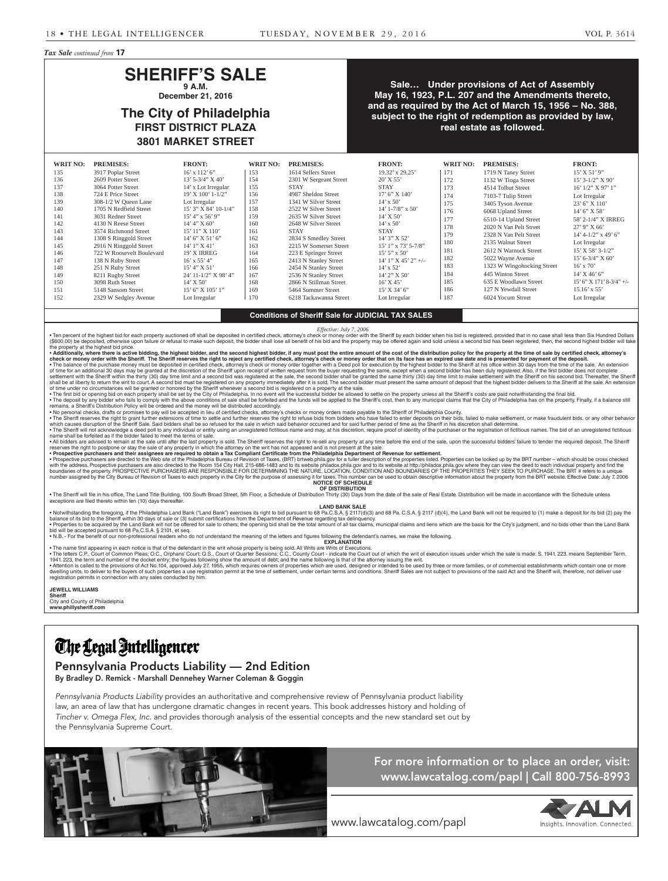*Tax Sale continued from* **17**

# SHERIFF'S SALE

**9 A.M.**

**December 21, 2016**

## The City of Philadelphia

**FIRST DISTRICT PLAZA**

**3801 MARKET STREET**

**Sale… Under provisions of Act of Assembly May 16, 1923, P.L. 207 and the Amendments thereto, and as required by the Act of March 15, 1956 – No. 388, subject to the right of redemption as provided by law, real estate as followed.**

| WRIT NO: | PREMISES: | FRONT: |
|---|---|---|
| 135 | 3917 Poplar Street | 16' x 112' 6" |
| 136 | 2609 Potter Street | 13' 5-3/4" X 40' |
| 137 | 3064 Potter Street | 14' x Lot Irregular |
| 138 | 724 E Price Street | 19' X 100' 1-1/2" |
| 139 | 308-1/2 W Queen Lane | Lot Irregular |
| 140 | 1705 N Redfield Street | 15' 3" X 84' 10-1/4" |
| 141 | 3031 Redner Street | 15' 4" x 56' 9" |
| 142 | 4130 N Reese Street | 14' 4" X 60' |
| 143 | 3574 Richmond Street | 15' 11" X 110' |
| 144 | 1308 S Ringgold Street | 14' 6" X 51' 6" |
| 145 | 2916 N Ringgold Street | 14' 1" X 41' |
| 146 | 722 W Roosevelt Boulevard | 19' X IRREG |
| 147 | 138 N Ruby Street | 16' x 55' 4" |
| 148 | 251 N Ruby Street | 15' 4" X 51' |
| 149 | 8211 Rugby Street | 24' 11-1/2" X 98' 4" |
| 150 | 3098 Ruth Street | 14' X 50' |
| 151 | 5148 Sansom Street | 15' 6" X 105' 1" |
| 152 | 2329 W Sedgley Avenue | Lot Irregular |
| 153 | 1614 Sellers Street | 19.32' x 29.25' |
| 154 | 2301 W Sergeant Street | 20' X 55' |
| 155 | STAY | STAY |
| 156 | 4987 Sheldon Street | 17' 6" X 140' |
| 157 | 1341 W Silver Street | 14' x 50' |
| 158 | 2522 W Silver Street | 14' 1-7/8" x 50' |
| 159 | 2635 W Silver Street | 14' X 50' |
| 160 | 2648 W Silver Street | 14' x 50' |
| 161 | STAY | STAY |
| 162 | 2834 S Smedley Street | 14' 3" X 52' |
| 163 | 2215 W Somerset Street | 15' 1" x 73' 5-7/8" |
| 164 | 223 E Springer Street | 15' 5" x 50' |
| 165 | 2413 N Stanley Street | 14' 1" X 45' 2" +/- |
| 166 | 2454 N Stanley Street | 14' x 52' |
| 167 | 2536 N Stanley Street | 14' 2" X 50' |
| 168 | 2866 N Stillman Street | 16' X 45' |
| 169 | 5464 Summer Street | 15' X 34' 6" |
| 170 | 6218 Tackawanna Street | Lot Irregular |
| 171 | 1719 N Taney Street | 15' X 51' 9" |
| 172 | 1132 W Tioga Street | 15' 3-1/2" X 90' |
| 173 | 4514 Tolbut Street | 16' 1/2" X 97' 1" |
| 174 | 7103-7 Tulip Street | Lot Irregular |
| 175 | 3405 Tyson Avenue | 23' 6" X 110' |
| 176 | 6068 Upland Street | 14' 6" X 58' |
| 177 | 6510-14 Upland Street | 58' 2-1/4" X IRREG |
| 178 | 2020 N Van Pelt Street | 27' 9" X 66' |
| 179 | 2328 N Van Pelt Street | 14' 4-1/2" x 49' 6" |
| 180 | 2135 Walnut Street | Lot Irregular |
| 181 | 2612 N Warnock Street | 15' X 58' 3-1/2" |
| 182 | 5022 Wayne Avenue | 15' 6-3/4" X 60' |
| 183 | 1323 W Wingohocking Street | 16' x 70' |
| 184 | 445 Winton Street | 14' X 46' 6" |
| 185 | 635 E Woodlawn Street | 15' 6" X 171' 8-3/4" +/- |
| 186 | 127 N Yewdall Street | 15.16' x 55' |
| 187 | 6024 Yocum Street | Lot Irregular |

### Conditions of Sheriff Sale for JUDICIAL TAX SALES

*Effective: July 7, 2006*

• Ten percent of the highest bid for each property auctioned off shall be deposited in certified check, attorney's check or money order with the Sheriff by each bidder when his bid is registered, provided that in no case shall less than Six Hundred Dollars ($600.00) be deposited, otherwise upon failure or refusal to make such deposit, the bidder shall lose all benefit of his bid and the property may be offered again and sold unless a second bid has been registered, then, the second highest bidder will take the property at the highest bid price.

• **Additionally, where there is active bidding, the highest bidder, and the second highest bidder, if any must post the entire amount of the cost of the distribution policy for the property at the time of sale by certified check, attorney's check or money order with the Sheriff. The Sheriff reserves the right to reject any certified check, attorney's check or money order that on its face has an expired use date and is presented for payment of the deposit.**

• The balance of the purchase money must be deposited in certified check, attorney's check or money order together with a Deed poll for execution by the highest bidder to the Sheriff at his office within 30 days from the time of the sale. An extension of time for an additional 30 days may be granted at the discretion of the Sheriff upon receipt of written request from the buyer requesting the same, except when a second bidder has been duly registered. Also, if the first bidder does not complete settlement with the Sheriff within the thirty (30) day time limit and a second bid was registered at the sale, the second bidder shall be granted the same thirty (30) day time limit to make settlement with the Sheriff on his second bid. Thereafter, the Sheriff shall be at liberty to return the writ to court. A second bid must be registered on any property immediately after it is sold. The second bidder must present the same amount of deposit that the highest bidder delivers to the Sheriff at the sale. An extension of time under no circumstances will be granted or honored by the Sheriff whenever a second bid is registered on a property at the sale.

• The first bid or opening bid on each property shall be set by the City of Philadelphia. In no event will the successful bidder be allowed to settle on the property unless all the Sheriff's costs are paid notwithstanding the final bid.

• The deposit by any bidder who fails to comply with the above conditions of sale shall be forfeited and the funds will be applied to the Sheriff's cost, then to any municipal claims that the City of Philadelphia has on the property. Finally, if a balance still remains, a Sheriff's Distribution Policy will be ordered and the money will be distributed accordingly.

• No personal checks, drafts or promises to pay will be accepted in lieu of certified checks, attorney's checks or money orders made payable to the Sheriff of Philadelphia County.

• The Sheriff reserves the right to grant further extensions of time to settle and further reserves the right to refuse bids from bidders who have failed to enter deposits on their bids, failed to make settlement, or make fraudulent bids, or any other behavior which causes disruption of the Sheriff Sale. Said bidders shall be so refused for the sale in which said behavior occurred and for said further period of time as the Sheriff in his discretion shall determine.

• The Sheriff will not acknowledge a deed poll to any individual or entity using an unregistered fictitious name and may, at his discretion, require proof of identity of the purchaser or the registration of fictitious names. The bid of an unregistered fictitious name shall be forfeited as if the bidder failed to meet the terms of sale.

• All bidders are advised to remain at the sale until after the last property is sold. The Sheriff reserves the right to re-sell any property at any time before the end of the sale, upon the successful bidders' failure to tender the required deposit. The Sheriff reserves the right to postpone or stay the sale of any property in which the attorney on the writ has not appeared and is not present at the sale.

• **Prospective purchasers and their assignees are required to obtain a Tax Compliant Certificate from the Philadelphia Department of Revenue for settlement.**

• Prospective purchasers are directed to the Web site of the Philadelphia Bureau of Revision of Taxes, (BRT) brtweb.phila.gov for a fuller description of the properties listed. Properties can be looked up by the BRT number – which should be cross checked with the address. Prospective purchasers are also directed to the Room 154 City Hall, 215-686-1483 and to its website philadox.phila.gov and to its website at http://philadox.phila.gov where they can view the deed to each individual property and find the boundaries of the property. PROSPECTIVE PURCHASERS ARE RESPONSIBLE FOR DETERMINING THE NATURE, LOCATION, CONDITION AND BOUNDARIES OF THE PROPERTIES THEY SEEK TO PURCHASE. The BRT # refers to a unique number assigned by the City Bureau of Revision of Taxes to each property in the City for the purpose of assessing it for taxes. This number can be used to obtain descriptive information about the property from the BRT website. Effective Date: July 7, 2006

**NOTICE OF SCHEDULE OF DISTRIBUTION**

• The Sheriff will file in his office, The Land Title Building, 100 South Broad Street, 5th Floor, a Schedule of Distribution Thirty (30) Days from the date of the sale of Real Estate. Distribution will be made in accordance with the Schedule unless exceptions are filed thereto within ten (10) days thereafter.

**LAND BANK SALE**

• Notwithstanding the foregoing, if the Philadelphia Land Bank ("Land Bank") exercises its right to bid pursuant to 68 Pa.C.S.A. § 2117(d)(3) and 68 Pa. C.S.A. § 2117 (d)(4), the Land Bank will not be required to (1) make a deposit for its bid (2) pay the balance of its bid to the Sheriff within 30 days of sale or (3) submit certifications from the Department of Revenue regarding tax delinquency.

• Properties to be acquired by the Land Bank will not be offered for sale to others; the opening bid shall be the total amount of all tax claims, municipal claims and liens which are the basis for the City's judgment, and no bids other than the Land Bank bid will be accepted pursuant to 68 Pa.C.S.A. § 2101, et seq.

• N.B. - For the benefit of our non-professional readers who do not understand the meaning of the letters and figures following the defendant's names, we make the following.

**EXPLANATION**

• The name first appearing in each notice is that of the defendant in the writ whose property is being sold. All Writs are Writs of Executions.

• The letters C.P., Court of Common Pleas; O.C., Orphans' Court; Q.S., Court of Quarter Sessions; C.C., County Court - indicate the Court out of which the writ of execution issues under which the sale is made: S. 1941. 223. means September Term, 1941. 223, the term and number of the docket entry; the figures following show the amount of debt; and the name following is that of the attorney issuing the writ.

• Attention is called to the provisions of Act No.104, approved July 27, 1955, which requires owners of properties which are used, designed or intended to be used by three or more families, or of commercial establishments which contain one or more dwelling units, to deliver to the buyers of such properties a use registration permit at the time of settlement, under certain terms and conditions. Sheriff Sales are not subject to provisions of the said Act and the Sheriff will, therefore, not deliver use registration permits in connection with any sales conducted by him.

**JEWELL WILLIAMS**
**Sheriff**
City and County of Philadelphia
**www.phillysheriff.com**

---

## The Legal Intelligencer

## Pennsylvania Products Liability — 2nd Edition

**By Bradley D. Remick - Marshall Dennehey Warner Coleman & Goggin**

*Pennsylvania Products Liability* provides an authoritative and comprehensive review of Pennsylvania product liability law, an area of law that has undergone dramatic changes in recent years. This book addresses history and holding of *Tincher v. Omega Flex, Inc.* and provides thorough analysis of the essential concepts and the new standard set out by the Pennsylvania Supreme Court.

For more information or to place an order, visit: www.lawcatalog.com/papl | Call 800-756-8993

www.lawcatalog.com/papl

ALM Insights. Innovation. Connected.